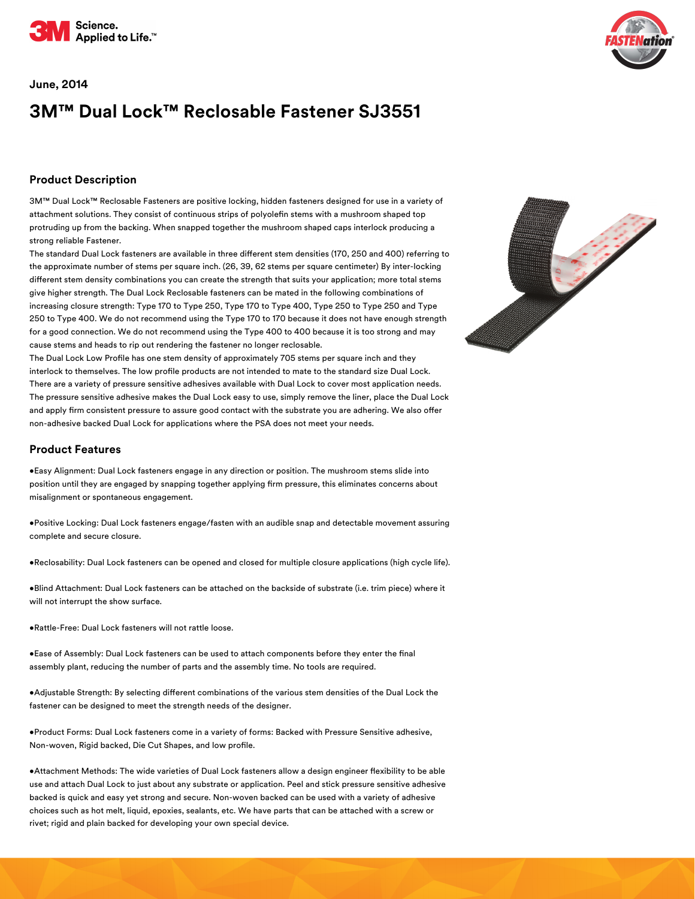June, 2014

# 3M™ Dual Lock™ Reclosable Fastener SJ3551

## Product Description

3M™ Dual Lock™ Reclosable Fasteners are positive locking, hidden fasteners designed for use in a variety of attachment solutions. They consist of continuous strips of polyolefin stems with a mushroom shaped top protruding up from the backing. When snapped together the mushroom shaped caps interlock producing a strong reliable Fastener.

The standard Dual Lock fasteners are available in three different stem densities (170, 250 and 400) referring to the approximate number of stems per square inch. (26, 39, 62 stems per square centimeter) By inter-locking different stem density combinations you can create the strength that suits your application; more total stems give higher strength. The Dual Lock Reclosable fasteners can be mated in the following combinations of increasing closure strength: Type 170 to Type 250, Type 170 to Type 400, Type 250 to Type 250 and Type 250 to Type 400. We do not recommend using the Type 170 to 170 because it does not have enough strength for a good connection. We do not recommend using the Type 400 to 400 because it is too strong and may cause stems and heads to rip out rendering the fastener no longer reclosable.

The Dual Lock Low Profile has one stem density of approximately 705 stems per square inch and they interlock to themselves. The low profile products are not intended to mate to the standard size Dual Lock. There are a variety of pressure sensitive adhesives available with Dual Lock to cover most application needs. The pressure sensitive adhesive makes the Dual Lock easy to use, simply remove the liner, place the Dual Lock and apply firm consistent pressure to assure good contact with the substrate you are adhering. We also offer non-adhesive backed Dual Lock for applications where the PSA does not meet your needs.

## Product Features

- Easy Alignment: Dual Lock fasteners engage in any direction or position. The mushroom stems slide into position until they are engaged by snapping together applying firm pressure, this eliminates concerns about misalignment or spontaneous engagement.

- Positive Locking: Dual Lock fasteners engage/fasten with an audible snap and detectable movement assuring complete and secure closure.

- Reclosability: Dual Lock fasteners can be opened and closed for multiple closure applications (high cycle life).

- Blind Attachment: Dual Lock fasteners can be attached on the backside of substrate (i.e. trim piece) where it will not interrupt the show surface.

- Rattle-Free: Dual Lock fasteners will not rattle loose.

- Ease of Assembly: Dual Lock fasteners can be used to attach components before they enter the final assembly plant, reducing the number of parts and the assembly time. No tools are required.

- Adjustable Strength: By selecting different combinations of the various stem densities of the Dual Lock the fastener can be designed to meet the strength needs of the designer.

- Product Forms: Dual Lock fasteners come in a variety of forms: Backed with Pressure Sensitive adhesive, Non-woven, Rigid backed, Die Cut Shapes, and low profile.

- Attachment Methods: The wide varieties of Dual Lock fasteners allow a design engineer flexibility to be able use and attach Dual Lock to just about any substrate or application. Peel and stick pressure sensitive adhesive backed is quick and easy yet strong and secure. Non-woven backed can be used with a variety of adhesive choices such as hot melt, liquid, epoxies, sealants, etc. We have parts that can be attached with a screw or rivet; rigid and plain backed for developing your own special device.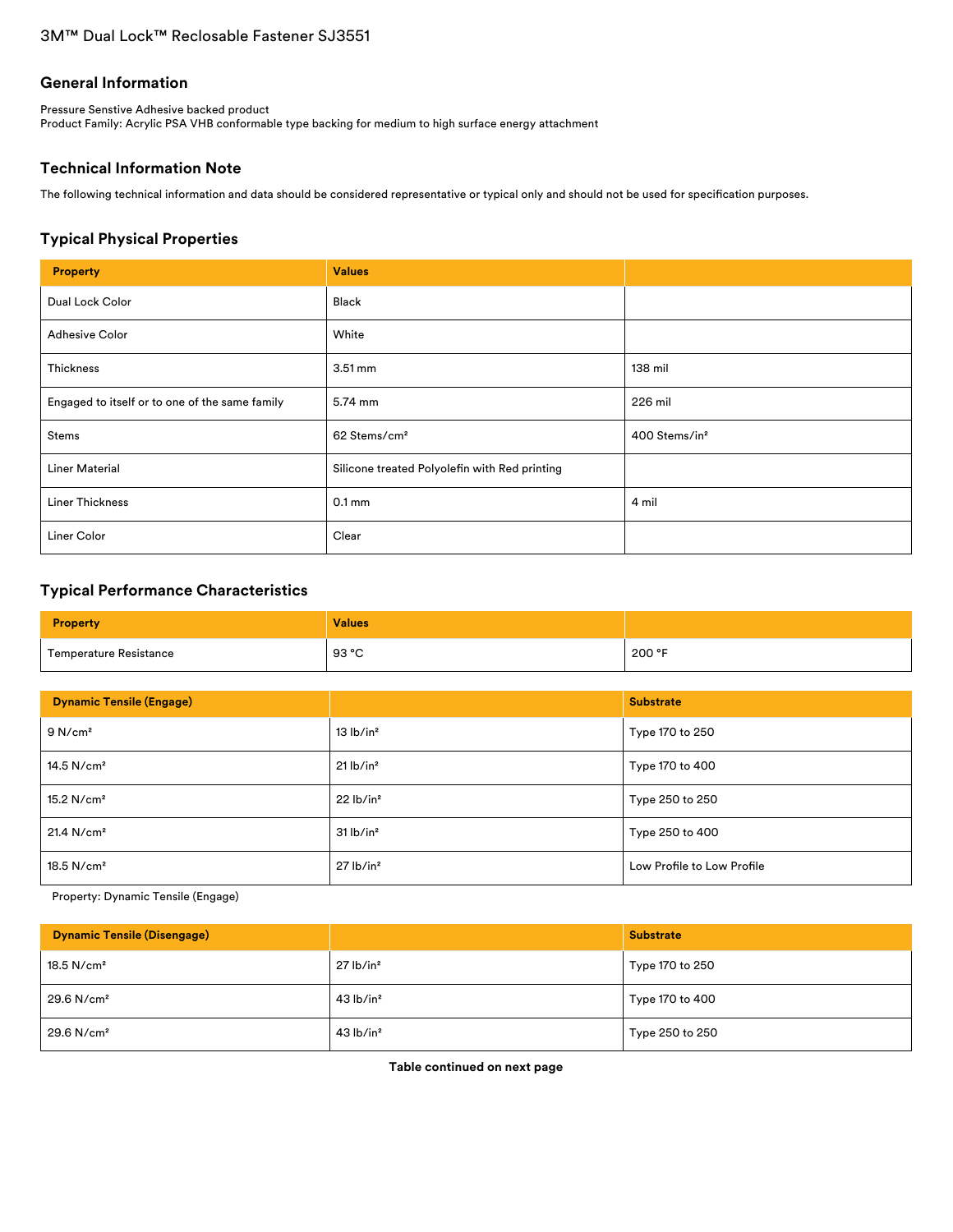# 3M™ Dual Lock™ Reclosable Fastener SJ3551

## General Information

Pressure Senstive Adhesive backed product
Product Family: Acrylic PSA VHB conformable type backing for medium to high surface energy attachment

## Technical Information Note

The following technical information and data should be considered representative or typical only and should not be used for specification purposes.

## Typical Physical Properties

| Property | Values | |
|---|---|---|
| Dual Lock Color | Black | |
| Adhesive Color | White | |
| Thickness | 3.51 mm | 138 mil |
| Engaged to itself or to one of the same family | 5.74 mm | 226 mil |
| Stems | 62 Stems/cm² | 400 Stems/in² |
| Liner Material | Silicone treated Polyolefin with Red printing | |
| Liner Thickness | 0.1 mm | 4 mil |
| Liner Color | Clear | |

## Typical Performance Characteristics

| Property | Values | |
|---|---|---|
| Temperature Resistance | 93 °C | 200 °F |

| Dynamic Tensile (Engage) | | Substrate |
|---|---|---|
| 9 N/cm² | 13 lb/in² | Type 170 to 250 |
| 14.5 N/cm² | 21 lb/in² | Type 170 to 400 |
| 15.2 N/cm² | 22 lb/in² | Type 250 to 250 |
| 21.4 N/cm² | 31 lb/in² | Type 250 to 400 |
| 18.5 N/cm² | 27 lb/in² | Low Profile to Low Profile |

Property: Dynamic Tensile (Engage)

| Dynamic Tensile (Disengage) | | Substrate |
|---|---|---|
| 18.5 N/cm² | 27 lb/in² | Type 170 to 250 |
| 29.6 N/cm² | 43 lb/in² | Type 170 to 400 |
| 29.6 N/cm² | 43 lb/in² | Type 250 to 250 |

**Table continued on next page**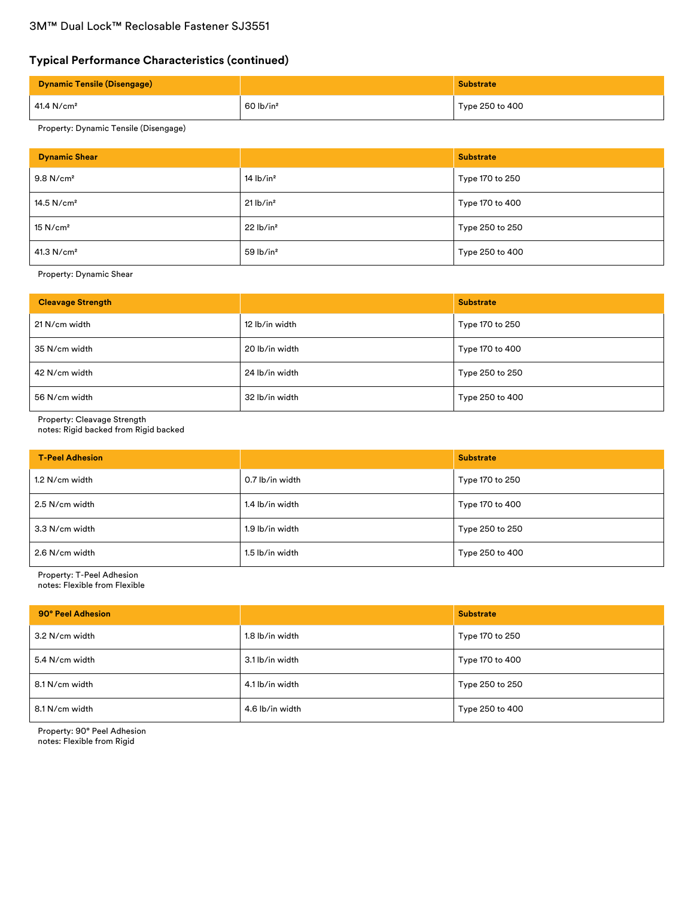## Typical Performance Characteristics (continued)

| Dynamic Tensile (Disengage) | | Substrate |
|---|---|---|
| 41.4 N/cm² | 60 lb/in² | Type 250 to 400 |

Property: Dynamic Tensile (Disengage)

| Dynamic Shear | | Substrate |
|---|---|---|
| 9.8 N/cm² | 14 lb/in² | Type 170 to 250 |
| 14.5 N/cm² | 21 lb/in² | Type 170 to 400 |
| 15 N/cm² | 22 lb/in² | Type 250 to 250 |
| 41.3 N/cm² | 59 lb/in² | Type 250 to 400 |

Property: Dynamic Shear

| Cleavage Strength | | Substrate |
|---|---|---|
| 21 N/cm width | 12 lb/in width | Type 170 to 250 |
| 35 N/cm width | 20 lb/in width | Type 170 to 400 |
| 42 N/cm width | 24 lb/in width | Type 250 to 250 |
| 56 N/cm width | 32 lb/in width | Type 250 to 400 |

Property: Cleavage Strength
notes: Rigid backed from Rigid backed

| T-Peel Adhesion | | Substrate |
|---|---|---|
| 1.2 N/cm width | 0.7 lb/in width | Type 170 to 250 |
| 2.5 N/cm width | 1.4 lb/in width | Type 170 to 400 |
| 3.3 N/cm width | 1.9 lb/in width | Type 250 to 250 |
| 2.6 N/cm width | 1.5 lb/in width | Type 250 to 400 |

Property: T-Peel Adhesion
notes: Flexible from Flexible

| 90° Peel Adhesion | | Substrate |
|---|---|---|
| 3.2 N/cm width | 1.8 lb/in width | Type 170 to 250 |
| 5.4 N/cm width | 3.1 lb/in width | Type 170 to 400 |
| 8.1 N/cm width | 4.1 lb/in width | Type 250 to 250 |
| 8.1 N/cm width | 4.6 lb/in width | Type 250 to 400 |

Property: 90° Peel Adhesion
notes: Flexible from Rigid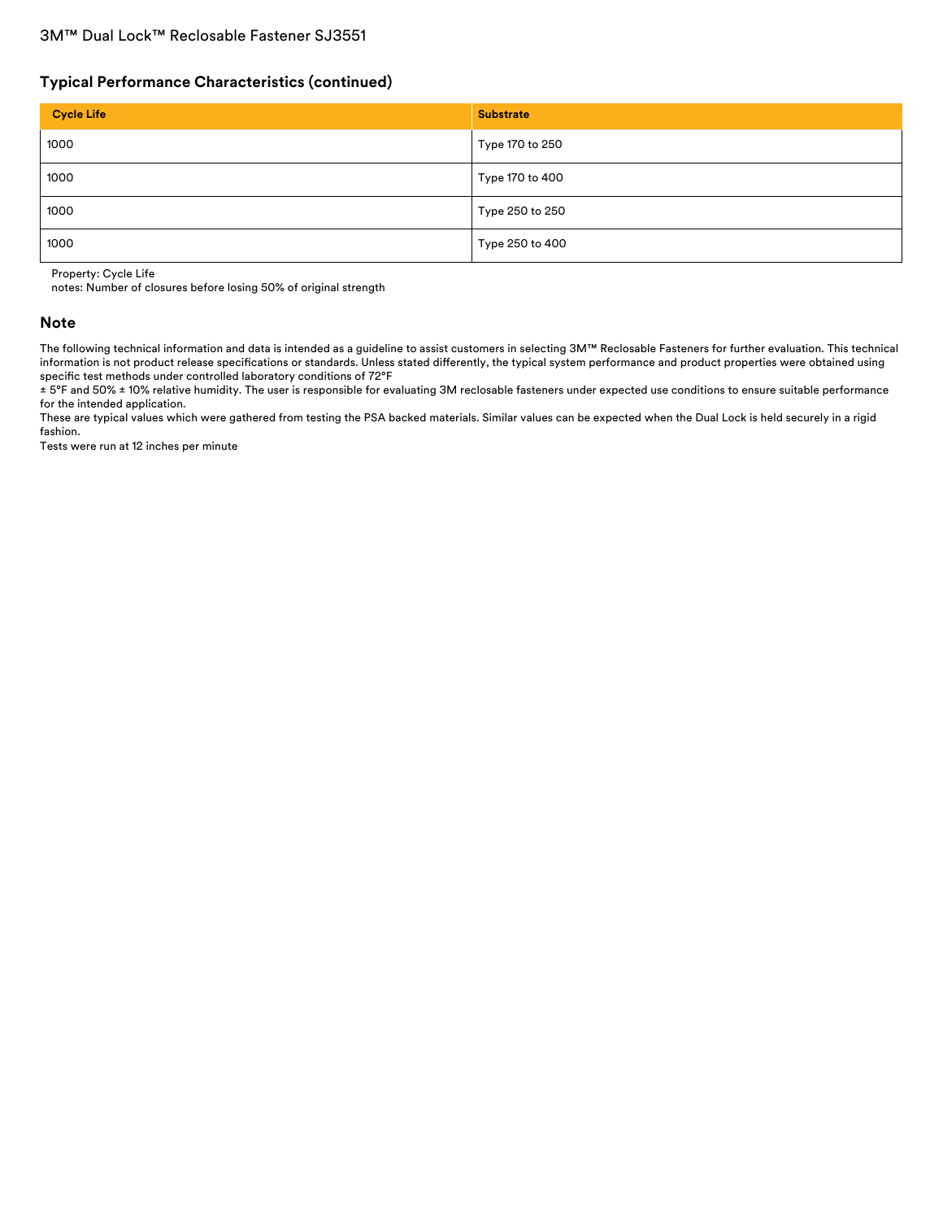## Typical Performance Characteristics (continued)

| Cycle Life | Substrate |
| --- | --- |
| 1000 | Type 170 to 250 |
| 1000 | Type 170 to 400 |
| 1000 | Type 250 to 250 |
| 1000 | Type 250 to 400 |

Property: Cycle Life
notes: Number of closures before losing 50% of original strength

## Note

The following technical information and data is intended as a guideline to assist customers in selecting 3M™ Reclosable Fasteners for further evaluation. This technical information is not product release specifications or standards. Unless stated differently, the typical system performance and product properties were obtained using specific test methods under controlled laboratory conditions of 72°F
± 5°F and 50% ± 10% relative humidity. The user is responsible for evaluating 3M reclosable fasteners under expected use conditions to ensure suitable performance for the intended application.
These are typical values which were gathered from testing the PSA backed materials. Similar values can be expected when the Dual Lock is held securely in a rigid fashion.
Tests were run at 12 inches per minute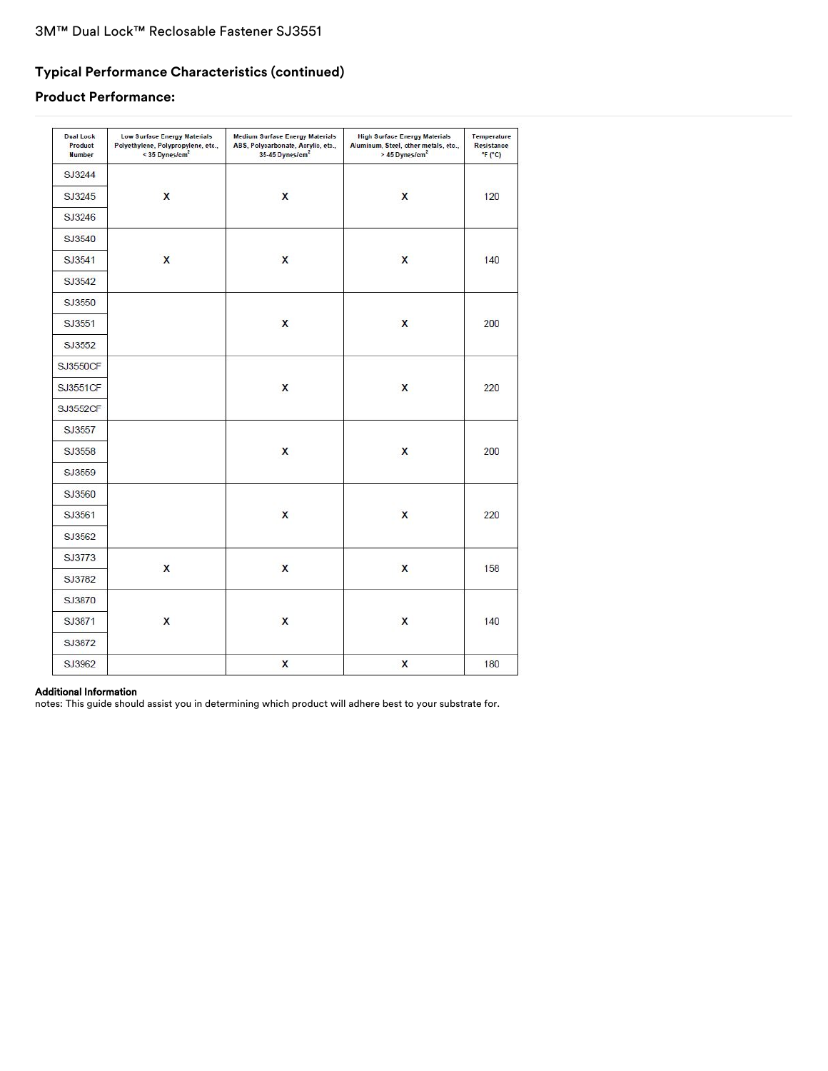## Typical Performance Characteristics (continued)

### Product Performance:

| Dual Lock Product Number | Low Surface Energy Materials Polyethylene, Polypropylene, etc., < 35 Dynes/cm² | Medium Surface Energy Materials ABS, Polycarbonate, Acrylic, etc., 35-45 Dynes/cm² | High Surface Energy Materials Aluminum, Steel, other metals, etc., > 45 Dynes/cm² | Temperature Resistance °F (°C) |
|---|---|---|---|---|
| SJ3244 SJ3245 SJ3246 | X | X | X | 120 |
| SJ3540 SJ3541 SJ3542 | X | X | X | 140 |
| SJ3550 SJ3551 SJ3552 | | X | X | 200 |
| SJ3550CF SJ3551CF SJ3552CF | | X | X | 220 |
| SJ3557 SJ3558 SJ3559 | | X | X | 200 |
| SJ3560 SJ3561 SJ3562 | | X | X | 220 |
| SJ3773 SJ3782 | X | X | X | 158 |
| SJ3870 SJ3871 SJ3872 | X | X | X | 140 |
| SJ3962 | | X | X | 180 |

**Additional Information**
notes: This guide should assist you in determining which product will adhere best to your substrate for.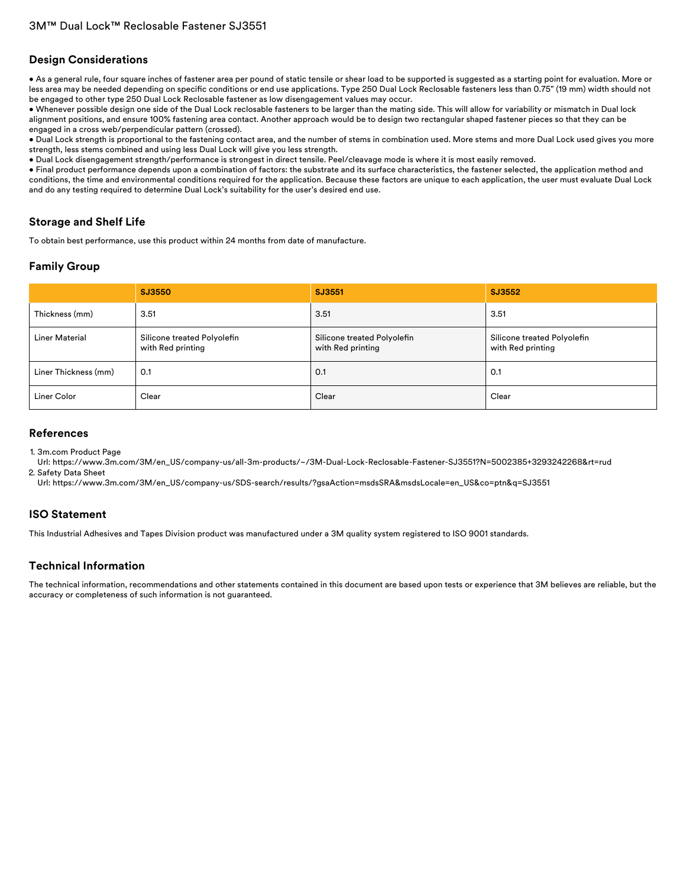## Design Considerations

- As a general rule, four square inches of fastener area per pound of static tensile or shear load to be supported is suggested as a starting point for evaluation. More or less area may be needed depending on specific conditions or end use applications. Type 250 Dual Lock Reclosable fasteners less than 0.75" (19 mm) width should not be engaged to other type 250 Dual Lock Reclosable fastener as low disengagement values may occur.
- Whenever possible design one side of the Dual Lock reclosable fasteners to be larger than the mating side. This will allow for variability or mismatch in Dual lock alignment positions, and ensure 100% fastening area contact. Another approach would be to design two rectangular shaped fastener pieces so that they can be engaged in a cross web/perpendicular pattern (crossed).
- Dual Lock strength is proportional to the fastening contact area, and the number of stems in combination used. More stems and more Dual Lock used gives you more strength, less stems combined and using less Dual Lock will give you less strength.
- Dual Lock disengagement strength/performance is strongest in direct tensile. Peel/cleavage mode is where it is most easily removed.
- Final product performance depends upon a combination of factors: the substrate and its surface characteristics, the fastener selected, the application method and conditions, the time and environmental conditions required for the application. Because these factors are unique to each application, the user must evaluate Dual Lock and do any testing required to determine Dual Lock's suitability for the user's desired end use.

## Storage and Shelf Life

To obtain best performance, use this product within 24 months from date of manufacture.

## Family Group

| | SJ3550 | SJ3551 | SJ3552 |
|---|---|---|---|
| Thickness (mm) | 3.51 | 3.51 | 3.51 |
| Liner Material | Silicone treated Polyolefin with Red printing | Silicone treated Polyolefin with Red printing | Silicone treated Polyolefin with Red printing |
| Liner Thickness (mm) | 0.1 | 0.1 | 0.1 |
| Liner Color | Clear | Clear | Clear |

## References

1. 3m.com Product Page
   Url: https://www.3m.com/3M/en_US/company-us/all-3m-products/~/3M-Dual-Lock-Reclosable-Fastener-SJ3551?N=5002385+3293242268&rt=rud
2. Safety Data Sheet
   Url: https://www.3m.com/3M/en_US/company-us/SDS-search/results/?gsaAction=msdsSRA&msdsLocale=en_US&co=ptn&q=SJ3551

## ISO Statement

This Industrial Adhesives and Tapes Division product was manufactured under a 3M quality system registered to ISO 9001 standards.

## Technical Information

The technical information, recommendations and other statements contained in this document are based upon tests or experience that 3M believes are reliable, but the accuracy or completeness of such information is not guaranteed.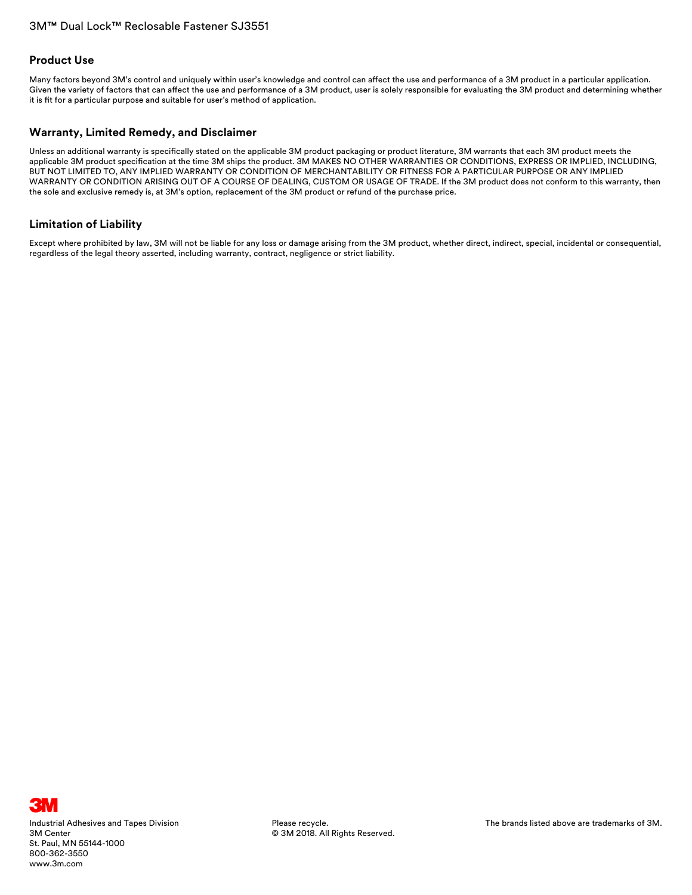## Product Use

Many factors beyond 3M's control and uniquely within user's knowledge and control can affect the use and performance of a 3M product in a particular application. Given the variety of factors that can affect the use and performance of a 3M product, user is solely responsible for evaluating the 3M product and determining whether it is fit for a particular purpose and suitable for user's method of application.

## Warranty, Limited Remedy, and Disclaimer

Unless an additional warranty is specifically stated on the applicable 3M product packaging or product literature, 3M warrants that each 3M product meets the applicable 3M product specification at the time 3M ships the product. 3M MAKES NO OTHER WARRANTIES OR CONDITIONS, EXPRESS OR IMPLIED, INCLUDING, BUT NOT LIMITED TO, ANY IMPLIED WARRANTY OR CONDITION OF MERCHANTABILITY OR FITNESS FOR A PARTICULAR PURPOSE OR ANY IMPLIED WARRANTY OR CONDITION ARISING OUT OF A COURSE OF DEALING, CUSTOM OR USAGE OF TRADE. If the 3M product does not conform to this warranty, then the sole and exclusive remedy is, at 3M's option, replacement of the 3M product or refund of the purchase price.

## Limitation of Liability

Except where prohibited by law, 3M will not be liable for any loss or damage arising from the 3M product, whether direct, indirect, special, incidental or consequential, regardless of the legal theory asserted, including warranty, contract, negligence or strict liability.

3M

Industrial Adhesives and Tapes Division
3M Center
St. Paul, MN 55144-1000
800-362-3550
www.3m.com

Please recycle.
© 3M 2018. All Rights Reserved.

The brands listed above are trademarks of 3M.